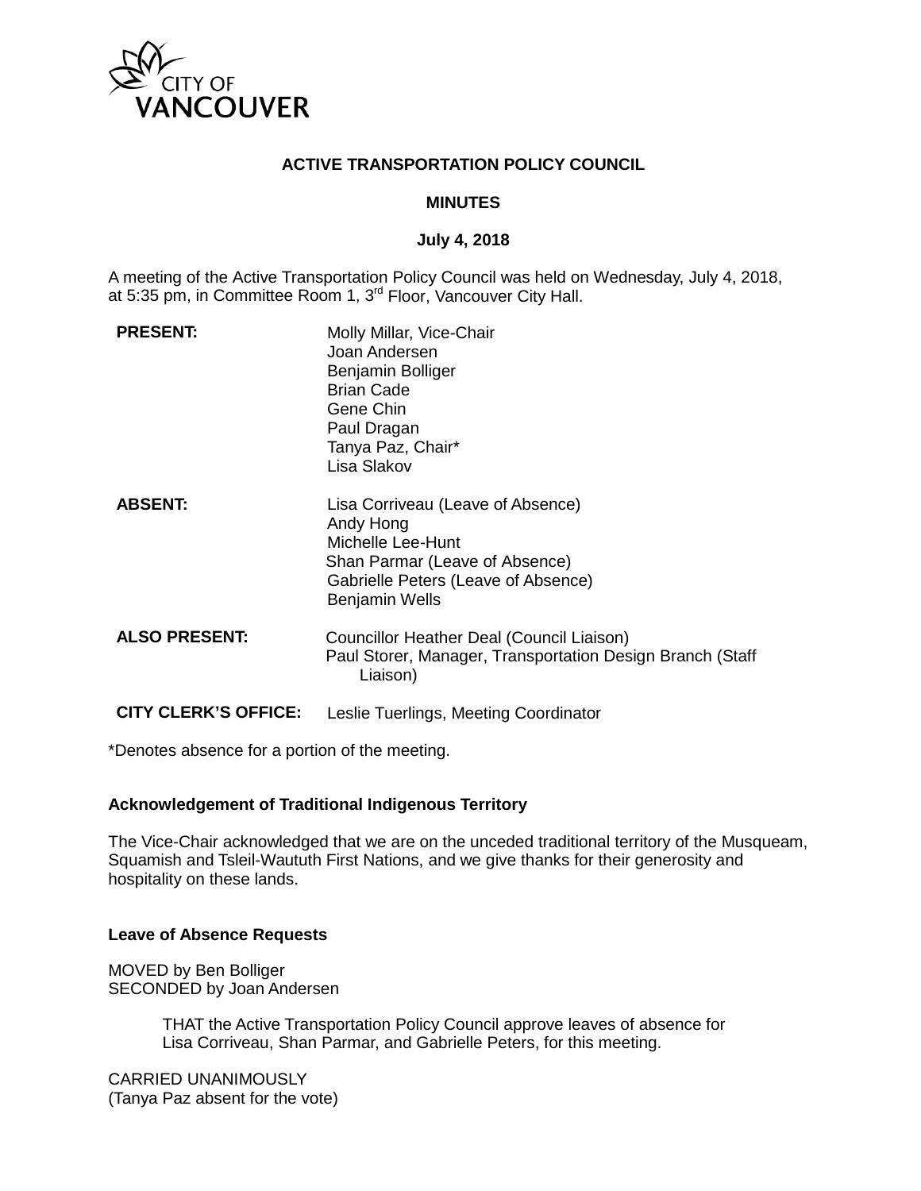CITY OF VANCOUVER

**ACTIVE TRANSPORTATION POLICY COUNCIL**

**MINUTES**

**July 4, 2018**

A meeting of the Active Transportation Policy Council was held on Wednesday, July 4, 2018, at 5:35 pm, in Committee Room 1, 3rd Floor, Vancouver City Hall.

| | |
|---|---|
| **PRESENT:** | Molly Millar, Vice-Chair<br>Joan Andersen<br>Benjamin Bolliger<br>Brian Cade<br>Gene Chin<br>Paul Dragan<br>Tanya Paz, Chair*<br>Lisa Slakov |
| **ABSENT:** | Lisa Corriveau (Leave of Absence)<br>Andy Hong<br>Michelle Lee-Hunt<br>Shan Parmar (Leave of Absence)<br>Gabrielle Peters (Leave of Absence)<br>Benjamin Wells |
| **ALSO PRESENT:** | Councillor Heather Deal (Council Liaison)<br>Paul Storer, Manager, Transportation Design Branch (Staff Liaison) |
| **CITY CLERK'S OFFICE:** | Leslie Tuerlings, Meeting Coordinator |

*Denotes absence for a portion of the meeting.

**Acknowledgement of Traditional Indigenous Territory**

The Vice-Chair acknowledged that we are on the unceded traditional territory of the Musqueam, Squamish and Tsleil-Waututh First Nations, and we give thanks for their generosity and hospitality on these lands.

**Leave of Absence Requests**

MOVED by Ben Bolliger
SECONDED by Joan Andersen

> THAT the Active Transportation Policy Council approve leaves of absence for Lisa Corriveau, Shan Parmar, and Gabrielle Peters, for this meeting.

CARRIED UNANIMOUSLY
(Tanya Paz absent for the vote)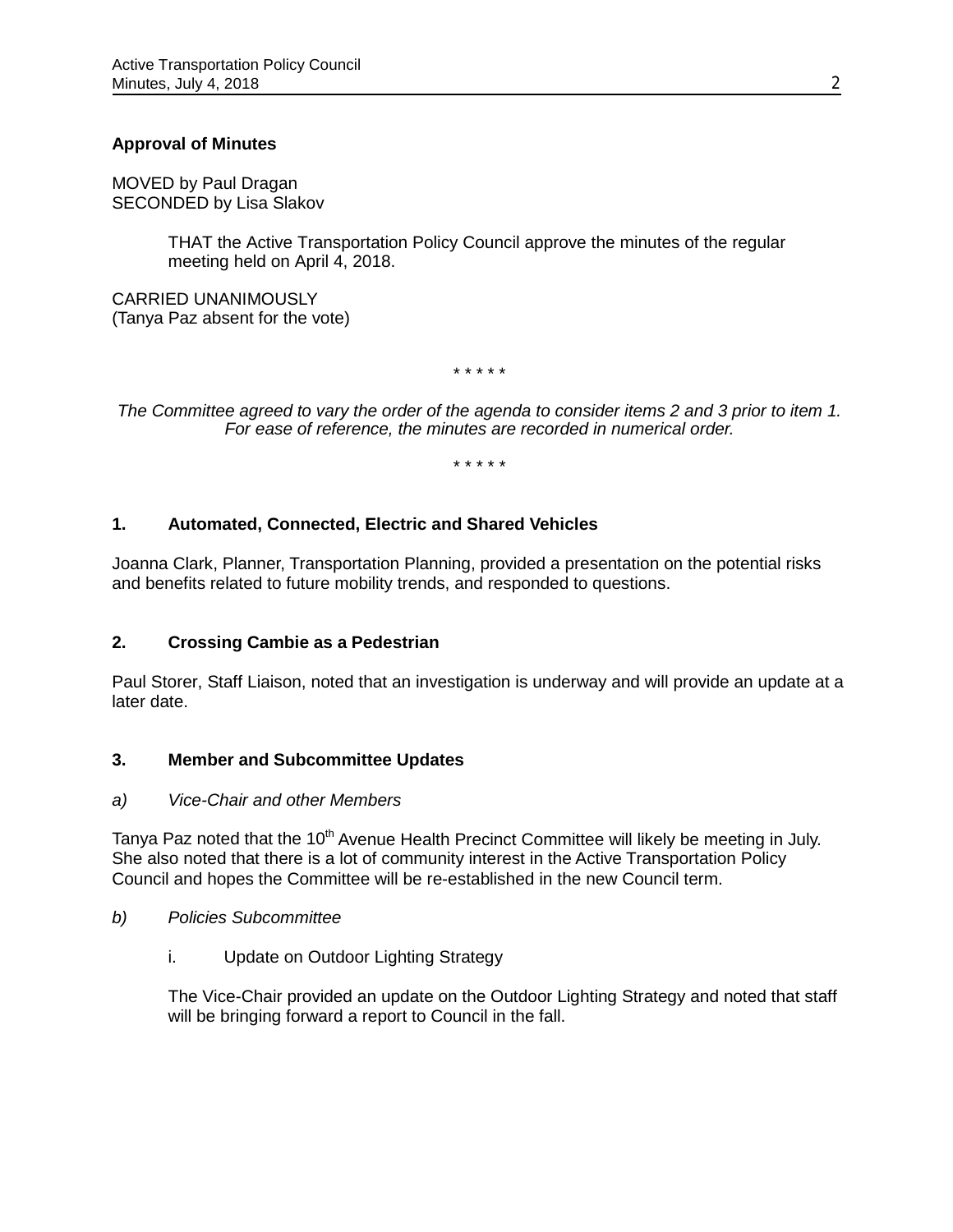**Approval of Minutes**

MOVED by Paul Dragan
SECONDED by Lisa Slakov

> THAT the Active Transportation Policy Council approve the minutes of the regular meeting held on April 4, 2018.

CARRIED UNANIMOUSLY
(Tanya Paz absent for the vote)

\* \* \* \* \*

*The Committee agreed to vary the order of the agenda to consider items 2 and 3 prior to item 1. For ease of reference, the minutes are recorded in numerical order.*

\* \* \* \* \*

**1. Automated, Connected, Electric and Shared Vehicles**

Joanna Clark, Planner, Transportation Planning, provided a presentation on the potential risks and benefits related to future mobility trends, and responded to questions.

**2. Crossing Cambie as a Pedestrian**

Paul Storer, Staff Liaison, noted that an investigation is underway and will provide an update at a later date.

**3. Member and Subcommittee Updates**

*a) Vice-Chair and other Members*

Tanya Paz noted that the 10th Avenue Health Precinct Committee will likely be meeting in July. She also noted that there is a lot of community interest in the Active Transportation Policy Council and hopes the Committee will be re-established in the new Council term.

*b) Policies Subcommittee*

i. Update on Outdoor Lighting Strategy

The Vice-Chair provided an update on the Outdoor Lighting Strategy and noted that staff will be bringing forward a report to Council in the fall.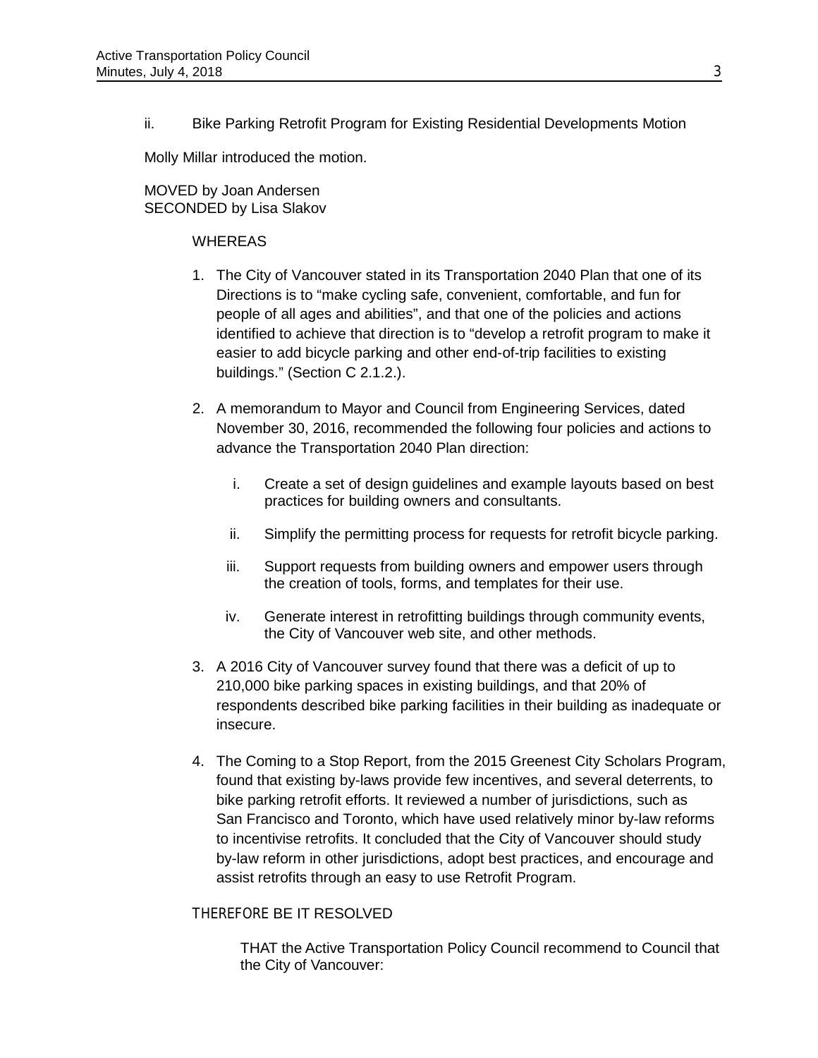ii. Bike Parking Retrofit Program for Existing Residential Developments Motion

Molly Millar introduced the motion.

MOVED by Joan Andersen
SECONDED by Lisa Slakov

WHEREAS

1. The City of Vancouver stated in its Transportation 2040 Plan that one of its Directions is to "make cycling safe, convenient, comfortable, and fun for people of all ages and abilities", and that one of the policies and actions identified to achieve that direction is to "develop a retrofit program to make it easier to add bicycle parking and other end-of-trip facilities to existing buildings." (Section C 2.1.2.).

2. A memorandum to Mayor and Council from Engineering Services, dated November 30, 2016, recommended the following four policies and actions to advance the Transportation 2040 Plan direction:

   i. Create a set of design guidelines and example layouts based on best practices for building owners and consultants.

   ii. Simplify the permitting process for requests for retrofit bicycle parking.

   iii. Support requests from building owners and empower users through the creation of tools, forms, and templates for their use.

   iv. Generate interest in retrofitting buildings through community events, the City of Vancouver web site, and other methods.

3. A 2016 City of Vancouver survey found that there was a deficit of up to 210,000 bike parking spaces in existing buildings, and that 20% of respondents described bike parking facilities in their building as inadequate or insecure.

4. The Coming to a Stop Report, from the 2015 Greenest City Scholars Program, found that existing by-laws provide few incentives, and several deterrents, to bike parking retrofit efforts. It reviewed a number of jurisdictions, such as San Francisco and Toronto, which have used relatively minor by-law reforms to incentivise retrofits. It concluded that the City of Vancouver should study by-law reform in other jurisdictions, adopt best practices, and encourage and assist retrofits through an easy to use Retrofit Program.

THEREFORE BE IT RESOLVED

THAT the Active Transportation Policy Council recommend to Council that the City of Vancouver: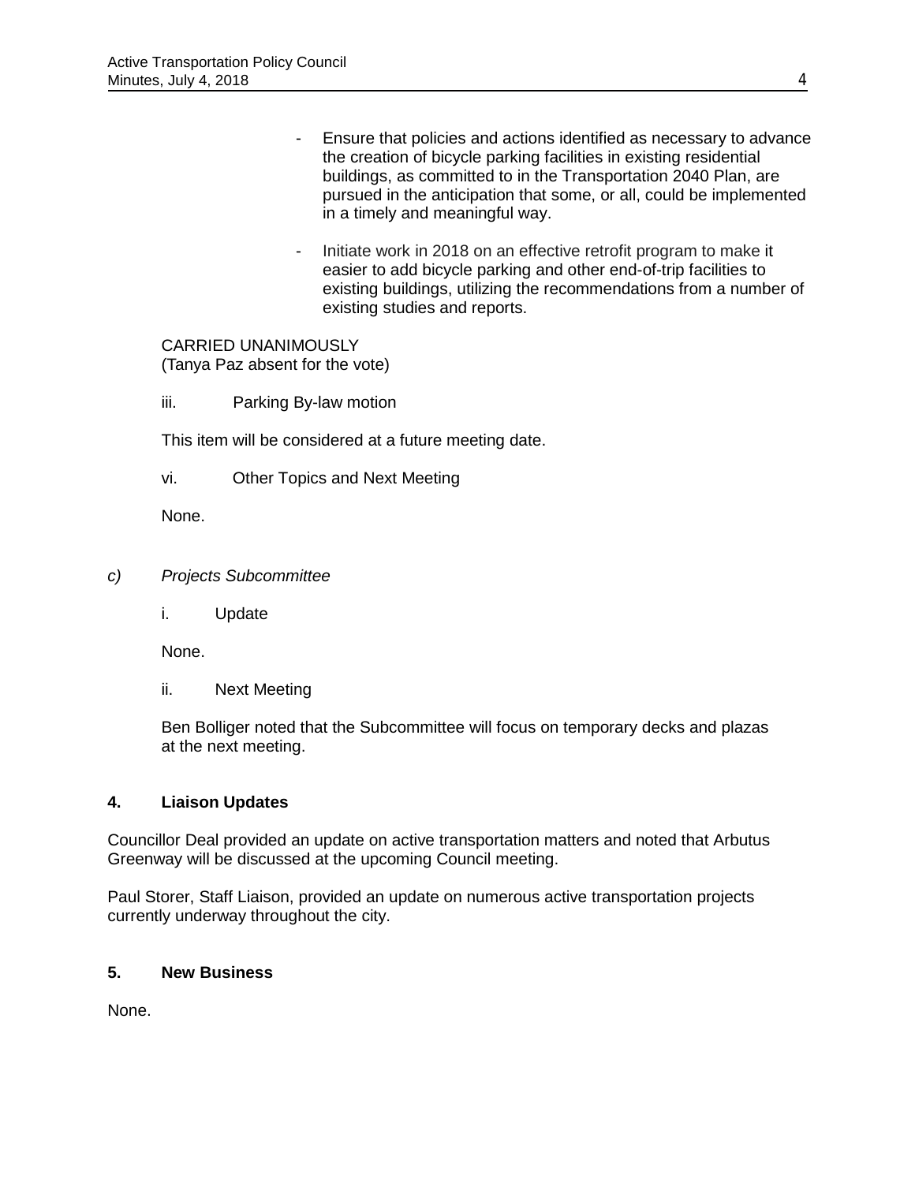- Ensure that policies and actions identified as necessary to advance the creation of bicycle parking facilities in existing residential buildings, as committed to in the Transportation 2040 Plan, are pursued in the anticipation that some, or all, could be implemented in a timely and meaningful way.

- Initiate work in 2018 on an effective retrofit program to make it easier to add bicycle parking and other end-of-trip facilities to existing buildings, utilizing the recommendations from a number of existing studies and reports.

CARRIED UNANIMOUSLY
(Tanya Paz absent for the vote)

iii. Parking By-law motion

This item will be considered at a future meeting date.

vi. Other Topics and Next Meeting

None.

*c) Projects Subcommittee*

i. Update

None.

ii. Next Meeting

Ben Bolliger noted that the Subcommittee will focus on temporary decks and plazas at the next meeting.

**4. Liaison Updates**

Councillor Deal provided an update on active transportation matters and noted that Arbutus Greenway will be discussed at the upcoming Council meeting.

Paul Storer, Staff Liaison, provided an update on numerous active transportation projects currently underway throughout the city.

**5. New Business**

None.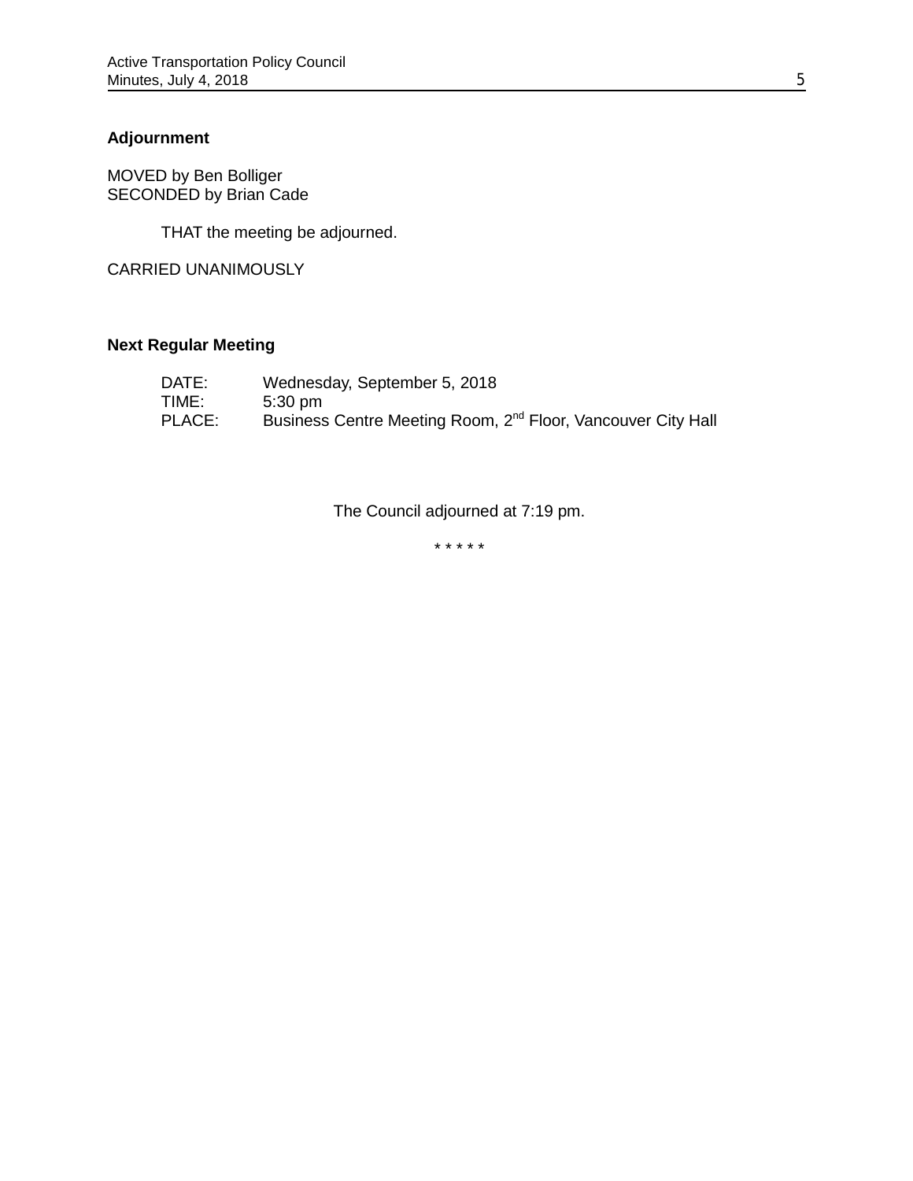**Adjournment**

MOVED by Ben Bolliger
SECONDED by Brian Cade

THAT the meeting be adjourned.

CARRIED UNANIMOUSLY

**Next Regular Meeting**

DATE: Wednesday, September 5, 2018
TIME: 5:30 pm
PLACE: Business Centre Meeting Room, 2nd Floor, Vancouver City Hall

The Council adjourned at 7:19 pm.

\* \* \* \* \*